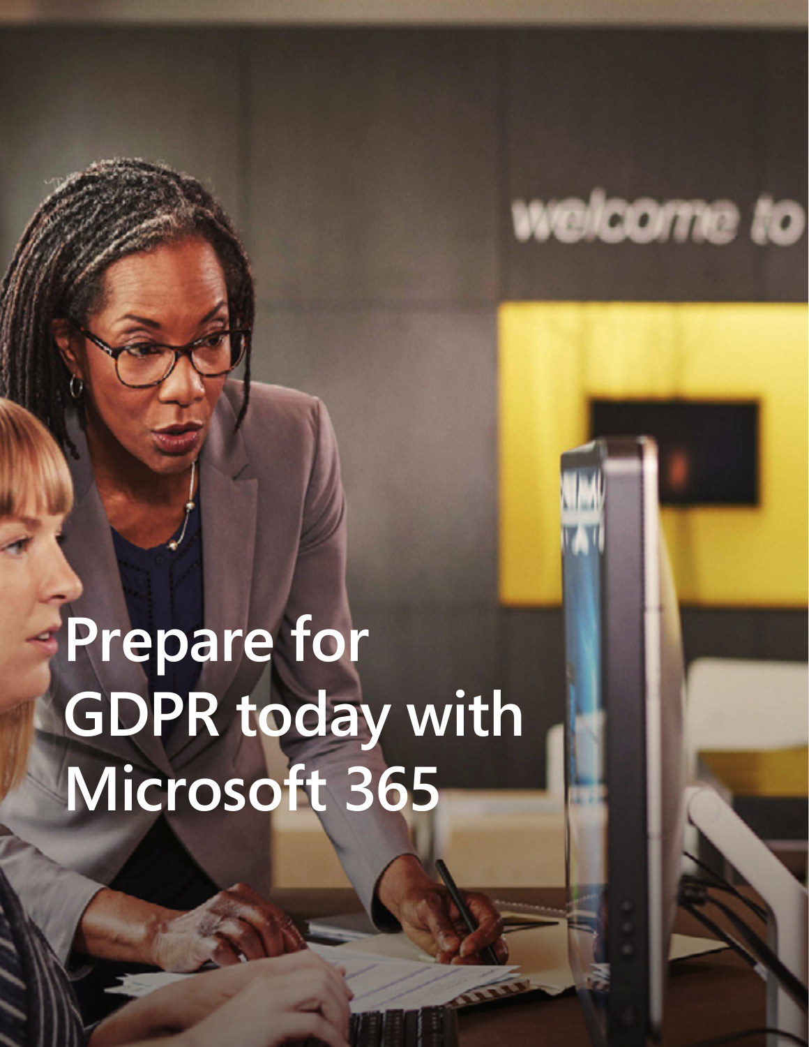# Prepare for GDPR today with Microsoft 365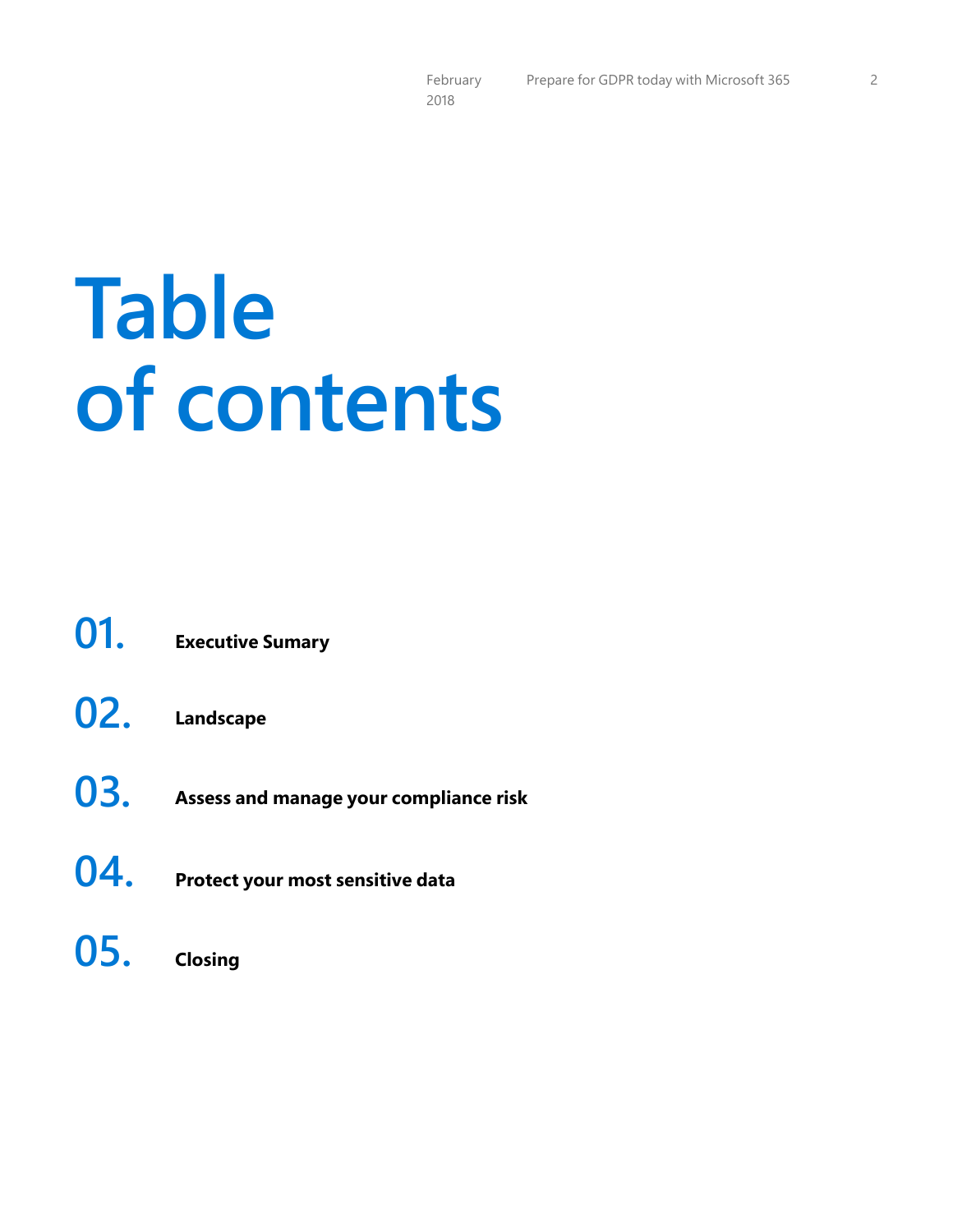# Table of contents

**01.** **Executive Sumary**

**02.** **Landscape**

**03.** **Assess and manage your compliance risk**

**04.** **Protect your most sensitive data**

**05.** **Closing**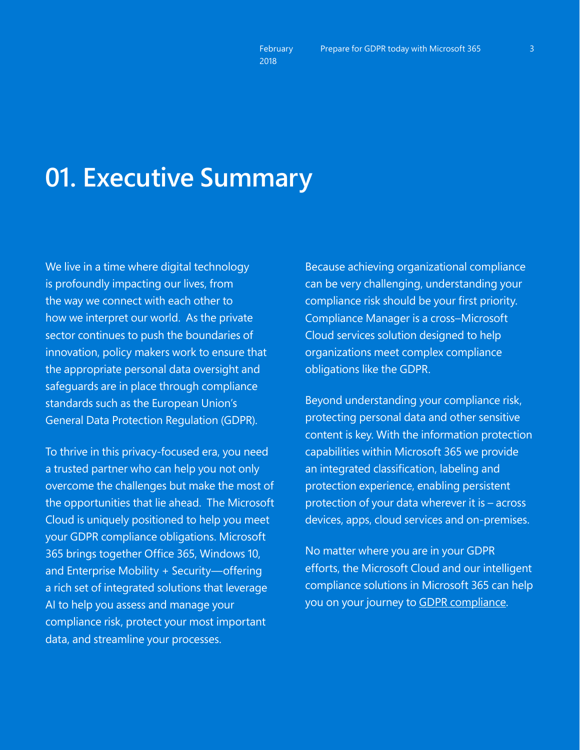# 01. Executive Summary

We live in a time where digital technology is profoundly impacting our lives, from the way we connect with each other to how we interpret our world. As the private sector continues to push the boundaries of innovation, policy makers work to ensure that the appropriate personal data oversight and safeguards are in place through compliance standards such as the European Union's General Data Protection Regulation (GDPR).

To thrive in this privacy-focused era, you need a trusted partner who can help you not only overcome the challenges but make the most of the opportunities that lie ahead. The Microsoft Cloud is uniquely positioned to help you meet your GDPR compliance obligations. Microsoft 365 brings together Office 365, Windows 10, and Enterprise Mobility + Security—offering a rich set of integrated solutions that leverage AI to help you assess and manage your compliance risk, protect your most important data, and streamline your processes.

Because achieving organizational compliance can be very challenging, understanding your compliance risk should be your first priority. Compliance Manager is a cross–Microsoft Cloud services solution designed to help organizations meet complex compliance obligations like the GDPR.

Beyond understanding your compliance risk, protecting personal data and other sensitive content is key. With the information protection capabilities within Microsoft 365 we provide an integrated classification, labeling and protection experience, enabling persistent protection of your data wherever it is – across devices, apps, cloud services and on-premises.

No matter where you are in your GDPR efforts, the Microsoft Cloud and our intelligent compliance solutions in Microsoft 365 can help you on your journey to GDPR compliance.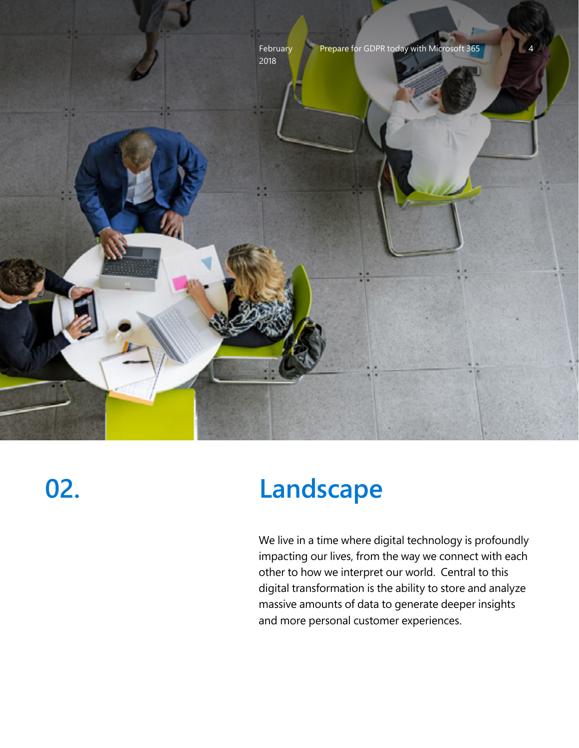# 02. Landscape

We live in a time where digital technology is profoundly impacting our lives, from the way we connect with each other to how we interpret our world. Central to this digital transformation is the ability to store and analyze massive amounts of data to generate deeper insights and more personal customer experiences.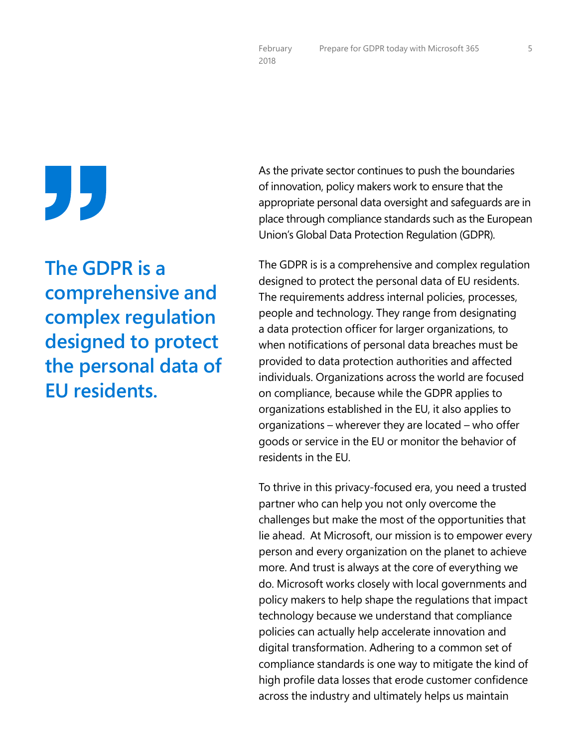**The GDPR is a comprehensive and complex regulation designed to protect the personal data of EU residents.**

As the private sector continues to push the boundaries of innovation, policy makers work to ensure that the appropriate personal data oversight and safeguards are in place through compliance standards such as the European Union's Global Data Protection Regulation (GDPR).

The GDPR is is a comprehensive and complex regulation designed to protect the personal data of EU residents. The requirements address internal policies, processes, people and technology. They range from designating a data protection officer for larger organizations, to when notifications of personal data breaches must be provided to data protection authorities and affected individuals. Organizations across the world are focused on compliance, because while the GDPR applies to organizations established in the EU, it also applies to organizations – wherever they are located – who offer goods or service in the EU or monitor the behavior of residents in the EU.

To thrive in this privacy-focused era, you need a trusted partner who can help you not only overcome the challenges but make the most of the opportunities that lie ahead. At Microsoft, our mission is to empower every person and every organization on the planet to achieve more. And trust is always at the core of everything we do. Microsoft works closely with local governments and policy makers to help shape the regulations that impact technology because we understand that compliance policies can actually help accelerate innovation and digital transformation. Adhering to a common set of compliance standards is one way to mitigate the kind of high profile data losses that erode customer confidence across the industry and ultimately helps us maintain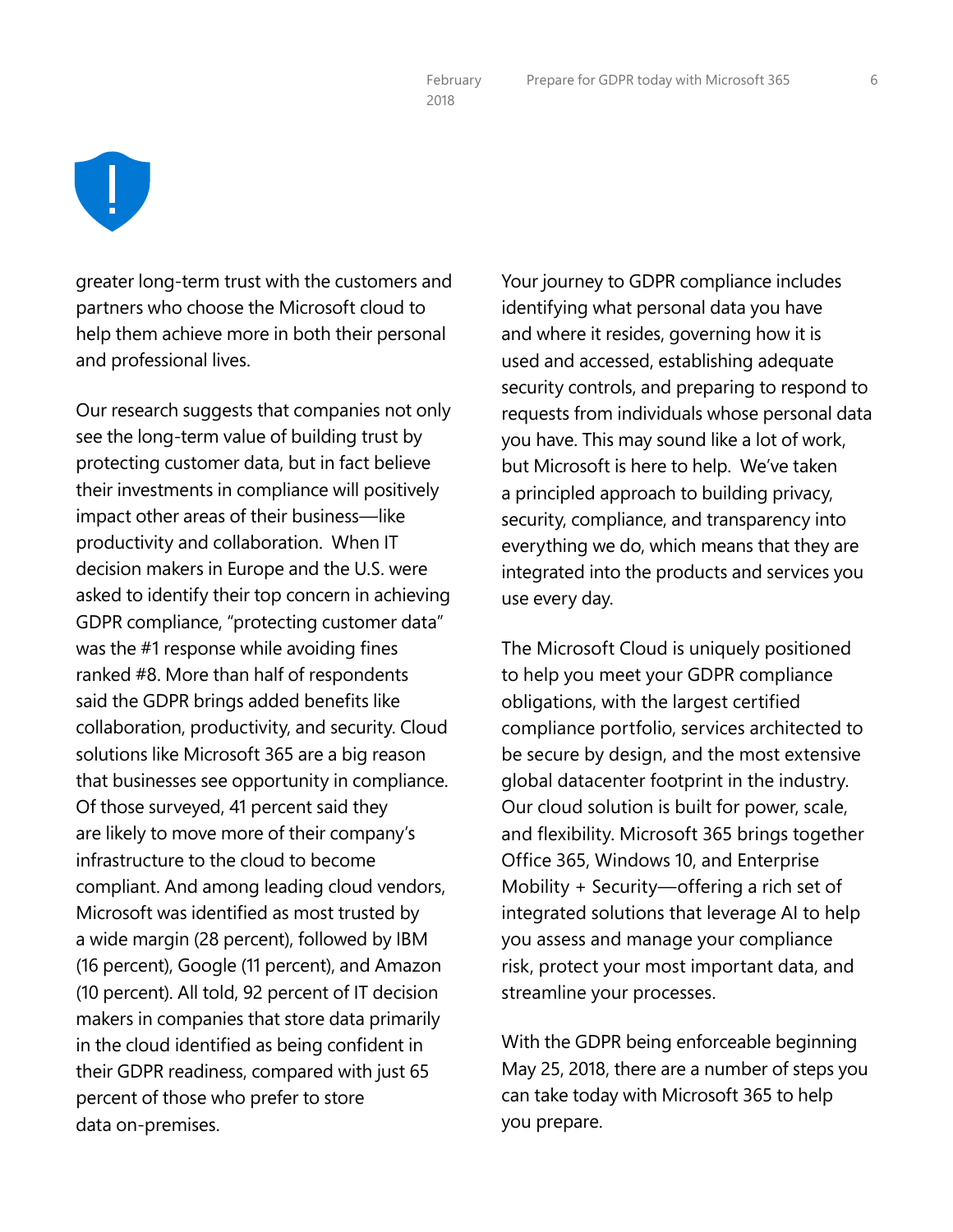greater long-term trust with the customers and partners who choose the Microsoft cloud to help them achieve more in both their personal and professional lives.

Our research suggests that companies not only see the long-term value of building trust by protecting customer data, but in fact believe their investments in compliance will positively impact other areas of their business—like productivity and collaboration. When IT decision makers in Europe and the U.S. were asked to identify their top concern in achieving GDPR compliance, "protecting customer data" was the #1 response while avoiding fines ranked #8. More than half of respondents said the GDPR brings added benefits like collaboration, productivity, and security. Cloud solutions like Microsoft 365 are a big reason that businesses see opportunity in compliance. Of those surveyed, 41 percent said they are likely to move more of their company's infrastructure to the cloud to become compliant. And among leading cloud vendors, Microsoft was identified as most trusted by a wide margin (28 percent), followed by IBM (16 percent), Google (11 percent), and Amazon (10 percent). All told, 92 percent of IT decision makers in companies that store data primarily in the cloud identified as being confident in their GDPR readiness, compared with just 65 percent of those who prefer to store data on-premises.

Your journey to GDPR compliance includes identifying what personal data you have and where it resides, governing how it is used and accessed, establishing adequate security controls, and preparing to respond to requests from individuals whose personal data you have. This may sound like a lot of work, but Microsoft is here to help. We've taken a principled approach to building privacy, security, compliance, and transparency into everything we do, which means that they are integrated into the products and services you use every day.

The Microsoft Cloud is uniquely positioned to help you meet your GDPR compliance obligations, with the largest certified compliance portfolio, services architected to be secure by design, and the most extensive global datacenter footprint in the industry. Our cloud solution is built for power, scale, and flexibility. Microsoft 365 brings together Office 365, Windows 10, and Enterprise Mobility + Security—offering a rich set of integrated solutions that leverage AI to help you assess and manage your compliance risk, protect your most important data, and streamline your processes.

With the GDPR being enforceable beginning May 25, 2018, there are a number of steps you can take today with Microsoft 365 to help you prepare.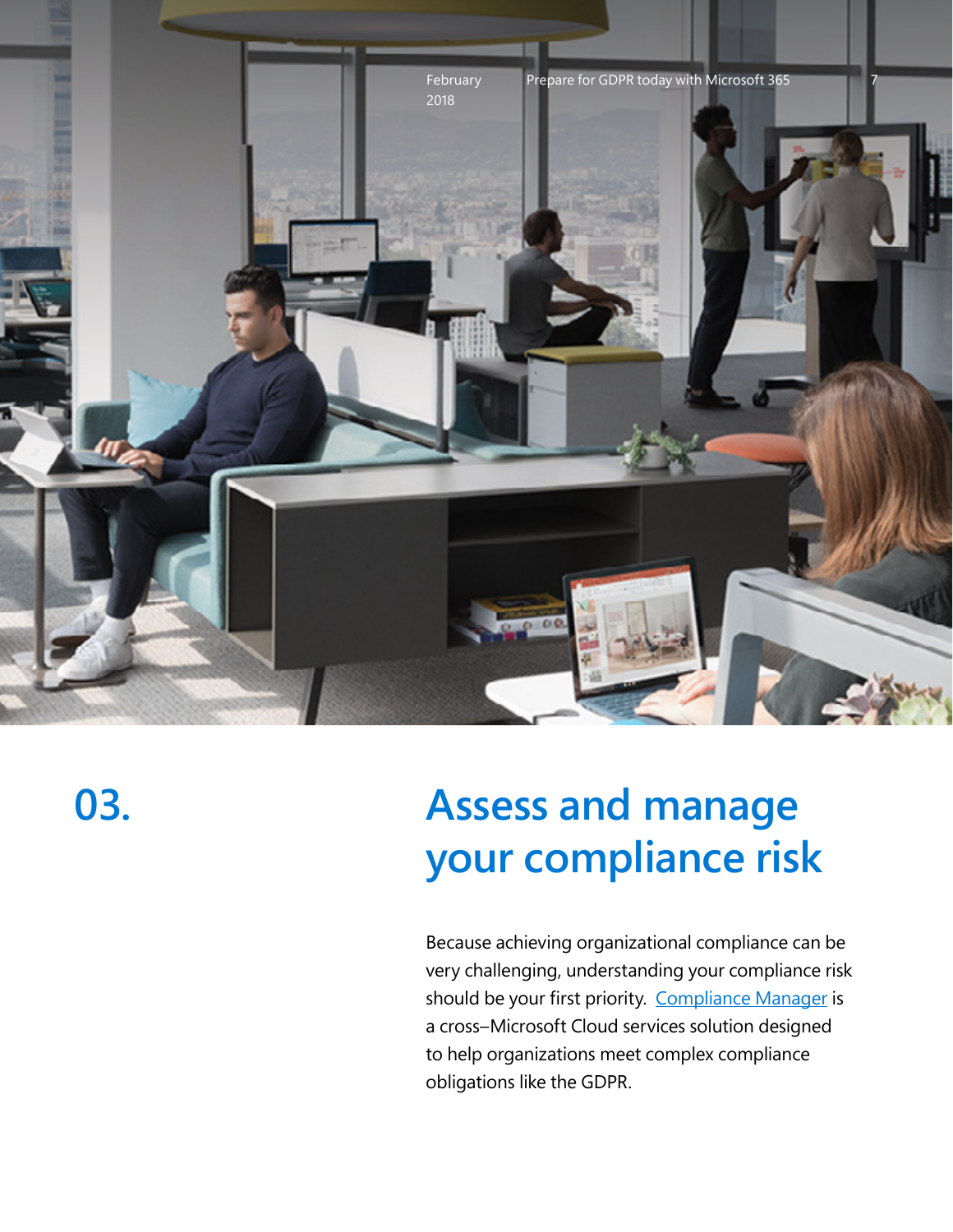# 03.

# Assess and manage your compliance risk

Because achieving organizational compliance can be very challenging, understanding your compliance risk should be your first priority. Compliance Manager is a cross–Microsoft Cloud services solution designed to help organizations meet complex compliance obligations like the GDPR.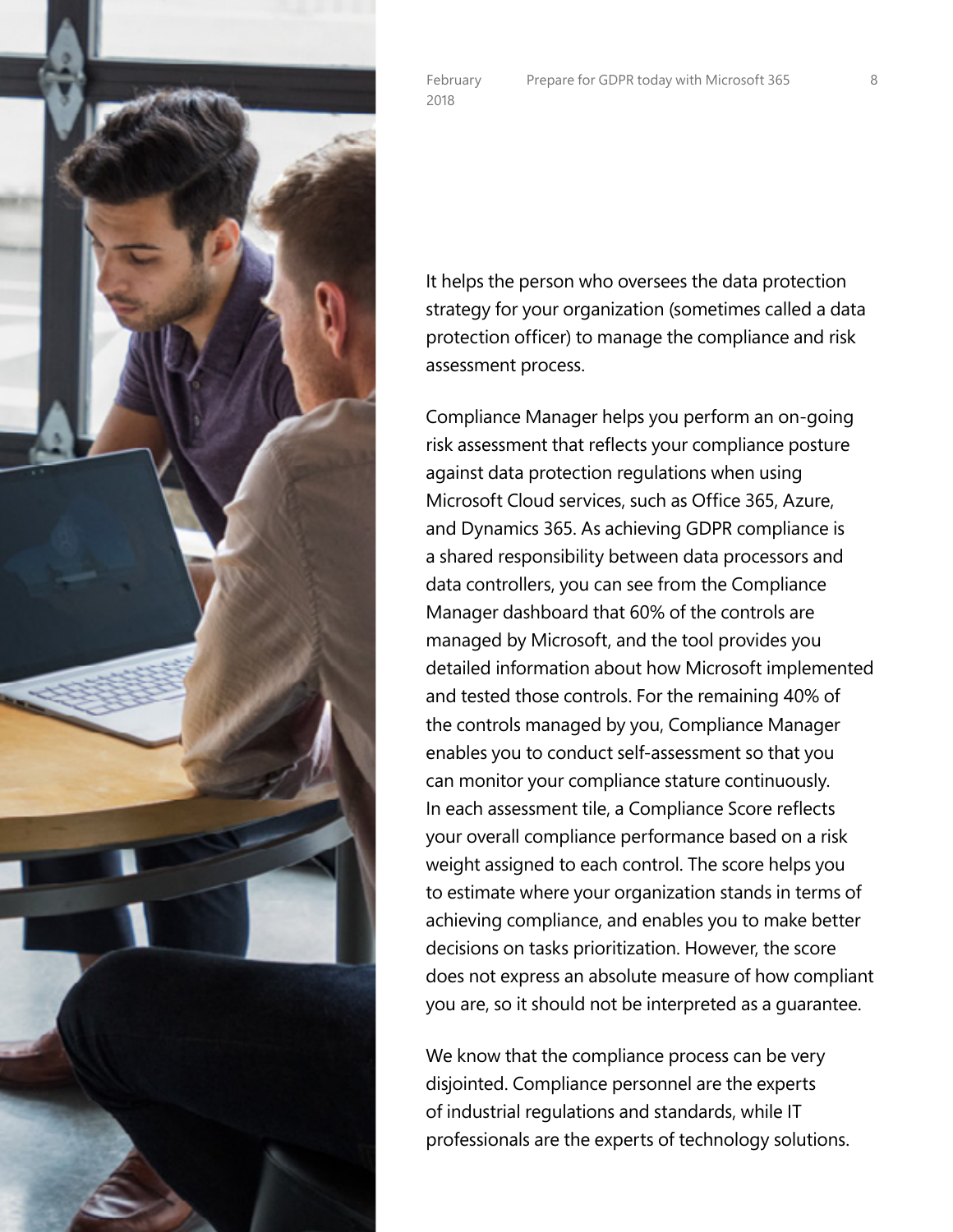It helps the person who oversees the data protection strategy for your organization (sometimes called a data protection officer) to manage the compliance and risk assessment process.

Compliance Manager helps you perform an on-going risk assessment that reflects your compliance posture against data protection regulations when using Microsoft Cloud services, such as Office 365, Azure, and Dynamics 365. As achieving GDPR compliance is a shared responsibility between data processors and data controllers, you can see from the Compliance Manager dashboard that 60% of the controls are managed by Microsoft, and the tool provides you detailed information about how Microsoft implemented and tested those controls. For the remaining 40% of the controls managed by you, Compliance Manager enables you to conduct self-assessment so that you can monitor your compliance stature continuously. In each assessment tile, a Compliance Score reflects your overall compliance performance based on a risk weight assigned to each control. The score helps you to estimate where your organization stands in terms of achieving compliance, and enables you to make better decisions on tasks prioritization. However, the score does not express an absolute measure of how compliant you are, so it should not be interpreted as a guarantee.

We know that the compliance process can be very disjointed. Compliance personnel are the experts of industrial regulations and standards, while IT professionals are the experts of technology solutions.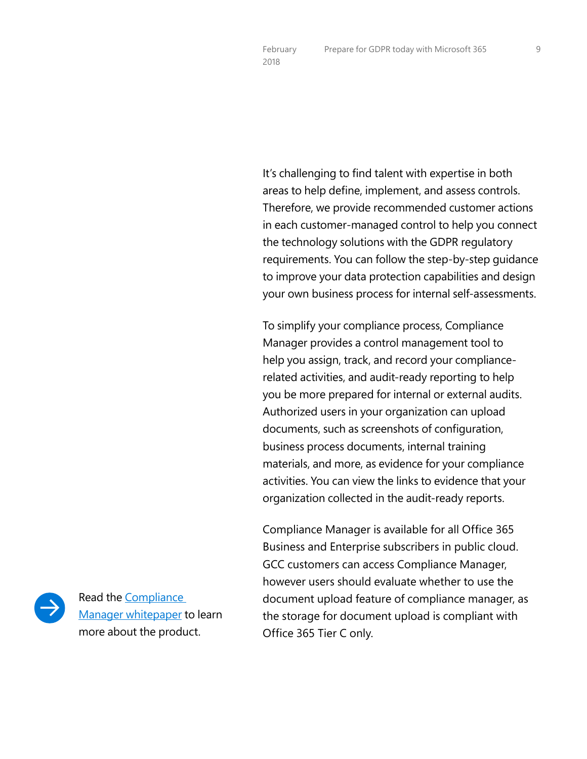It's challenging to find talent with expertise in both areas to help define, implement, and assess controls. Therefore, we provide recommended customer actions in each customer-managed control to help you connect the technology solutions with the GDPR regulatory requirements. You can follow the step-by-step guidance to improve your data protection capabilities and design your own business process for internal self-assessments.

To simplify your compliance process, Compliance Manager provides a control management tool to help you assign, track, and record your compliance-related activities, and audit-ready reporting to help you be more prepared for internal or external audits. Authorized users in your organization can upload documents, such as screenshots of configuration, business process documents, internal training materials, and more, as evidence for your compliance activities. You can view the links to evidence that your organization collected in the audit-ready reports.

Compliance Manager is available for all Office 365 Business and Enterprise subscribers in public cloud. GCC customers can access Compliance Manager, however users should evaluate whether to use the document upload feature of compliance manager, as the storage for document upload is compliant with Office 365 Tier C only.

Read the Compliance Manager whitepaper to learn more about the product.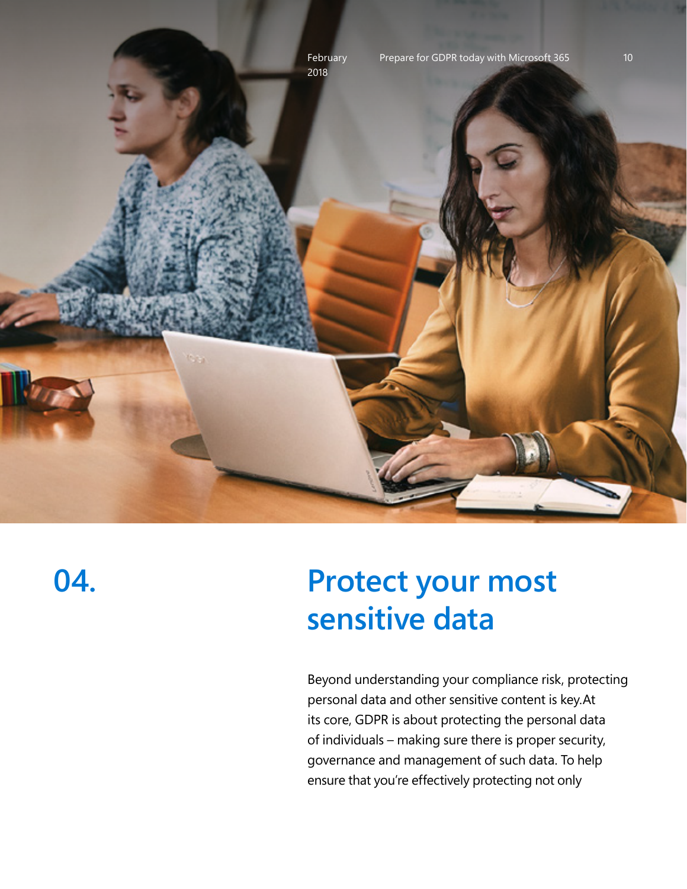# 04.

# Protect your most sensitive data

Beyond understanding your compliance risk, protecting personal data and other sensitive content is key.At its core, GDPR is about protecting the personal data of individuals – making sure there is proper security, governance and management of such data. To help ensure that you're effectively protecting not only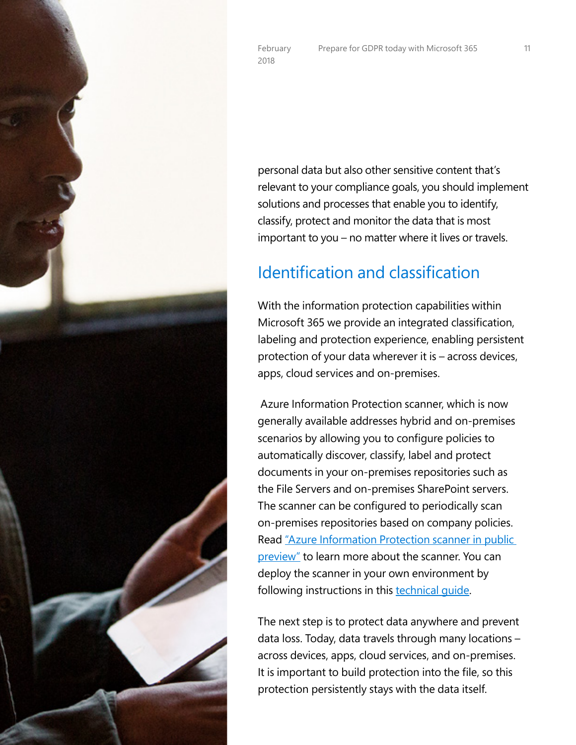personal data but also other sensitive content that's relevant to your compliance goals, you should implement solutions and processes that enable you to identify, classify, protect and monitor the data that is most important to you – no matter where it lives or travels.

## Identification and classification

With the information protection capabilities within Microsoft 365 we provide an integrated classification, labeling and protection experience, enabling persistent protection of your data wherever it is – across devices, apps, cloud services and on-premises.

Azure Information Protection scanner, which is now generally available addresses hybrid and on-premises scenarios by allowing you to configure policies to automatically discover, classify, label and protect documents in your on-premises repositories such as the File Servers and on-premises SharePoint servers. The scanner can be configured to periodically scan on-premises repositories based on company policies. Read "Azure Information Protection scanner in public preview" to learn more about the scanner. You can deploy the scanner in your own environment by following instructions in this technical guide.

The next step is to protect data anywhere and prevent data loss. Today, data travels through many locations – across devices, apps, cloud services, and on-premises. It is important to build protection into the file, so this protection persistently stays with the data itself.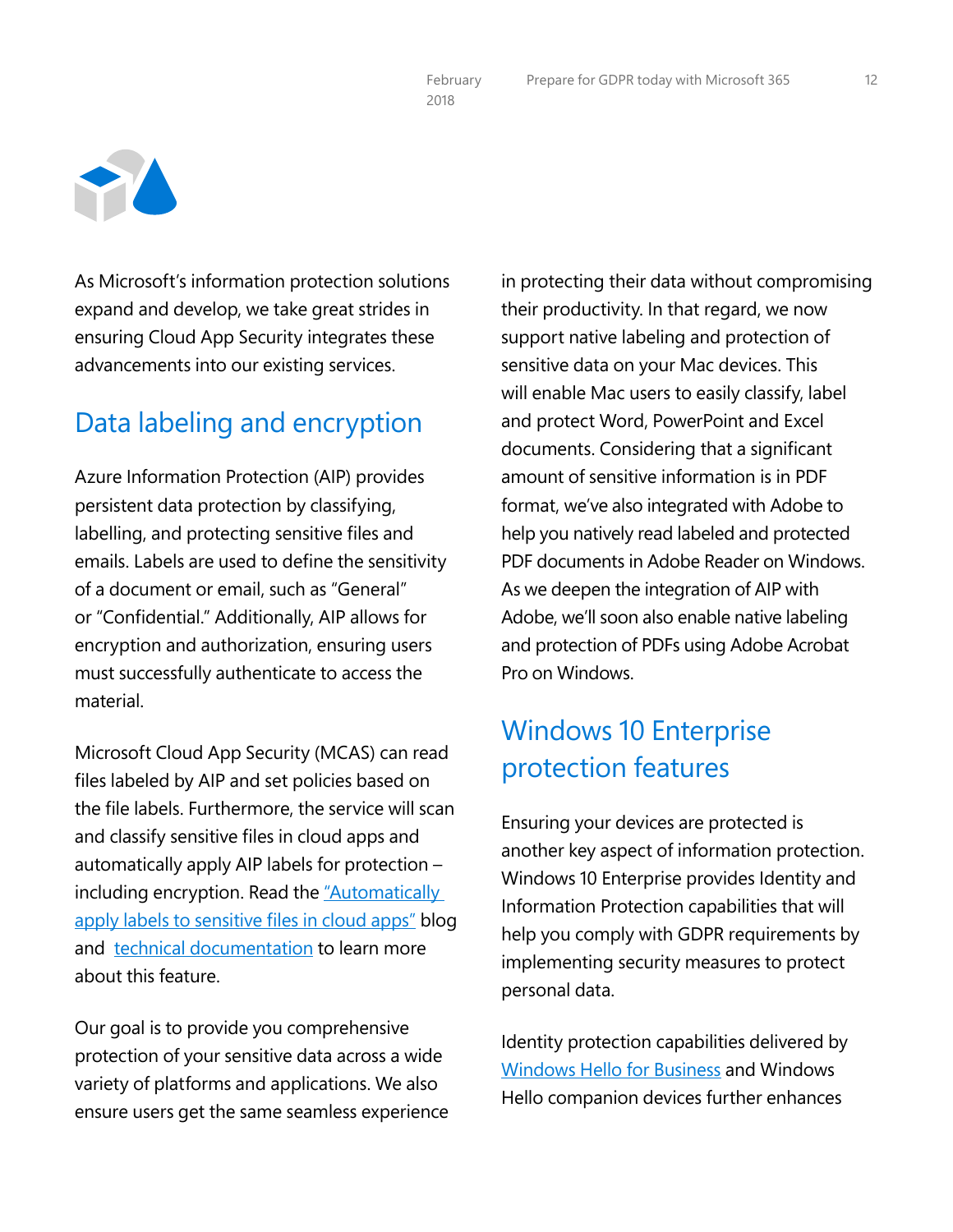As Microsoft's information protection solutions expand and develop, we take great strides in ensuring Cloud App Security integrates these advancements into our existing services.

## Data labeling and encryption

Azure Information Protection (AIP) provides persistent data protection by classifying, labelling, and protecting sensitive files and emails. Labels are used to define the sensitivity of a document or email, such as "General" or "Confidential." Additionally, AIP allows for encryption and authorization, ensuring users must successfully authenticate to access the material.

Microsoft Cloud App Security (MCAS) can read files labeled by AIP and set policies based on the file labels. Furthermore, the service will scan and classify sensitive files in cloud apps and automatically apply AIP labels for protection – including encryption. Read the "Automatically apply labels to sensitive files in cloud apps" blog and technical documentation to learn more about this feature.

Our goal is to provide you comprehensive protection of your sensitive data across a wide variety of platforms and applications. We also ensure users get the same seamless experience in protecting their data without compromising their productivity. In that regard, we now support native labeling and protection of sensitive data on your Mac devices. This will enable Mac users to easily classify, label and protect Word, PowerPoint and Excel documents. Considering that a significant amount of sensitive information is in PDF format, we've also integrated with Adobe to help you natively read labeled and protected PDF documents in Adobe Reader on Windows. As we deepen the integration of AIP with Adobe, we'll soon also enable native labeling and protection of PDFs using Adobe Acrobat Pro on Windows.

## Windows 10 Enterprise protection features

Ensuring your devices are protected is another key aspect of information protection. Windows 10 Enterprise provides Identity and Information Protection capabilities that will help you comply with GDPR requirements by implementing security measures to protect personal data.

Identity protection capabilities delivered by Windows Hello for Business and Windows Hello companion devices further enhances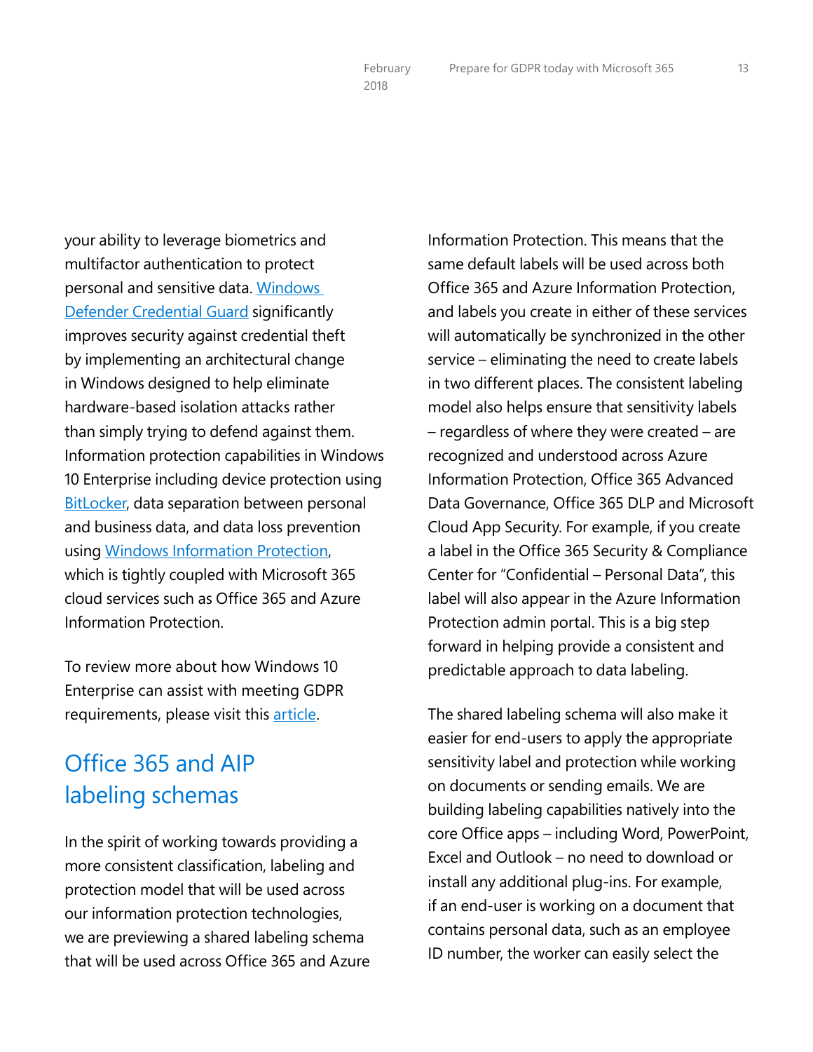your ability to leverage biometrics and multifactor authentication to protect personal and sensitive data. Windows Defender Credential Guard significantly improves security against credential theft by implementing an architectural change in Windows designed to help eliminate hardware-based isolation attacks rather than simply trying to defend against them. Information protection capabilities in Windows 10 Enterprise including device protection using BitLocker, data separation between personal and business data, and data loss prevention using Windows Information Protection, which is tightly coupled with Microsoft 365 cloud services such as Office 365 and Azure Information Protection.

To review more about how Windows 10 Enterprise can assist with meeting GDPR requirements, please visit this article.

## Office 365 and AIP labeling schemas

In the spirit of working towards providing a more consistent classification, labeling and protection model that will be used across our information protection technologies, we are previewing a shared labeling schema that will be used across Office 365 and Azure Information Protection. This means that the same default labels will be used across both Office 365 and Azure Information Protection, and labels you create in either of these services will automatically be synchronized in the other service – eliminating the need to create labels in two different places. The consistent labeling model also helps ensure that sensitivity labels – regardless of where they were created – are recognized and understood across Azure Information Protection, Office 365 Advanced Data Governance, Office 365 DLP and Microsoft Cloud App Security. For example, if you create a label in the Office 365 Security & Compliance Center for "Confidential – Personal Data", this label will also appear in the Azure Information Protection admin portal. This is a big step forward in helping provide a consistent and predictable approach to data labeling.

The shared labeling schema will also make it easier for end-users to apply the appropriate sensitivity label and protection while working on documents or sending emails. We are building labeling capabilities natively into the core Office apps – including Word, PowerPoint, Excel and Outlook – no need to download or install any additional plug-ins. For example, if an end-user is working on a document that contains personal data, such as an employee ID number, the worker can easily select the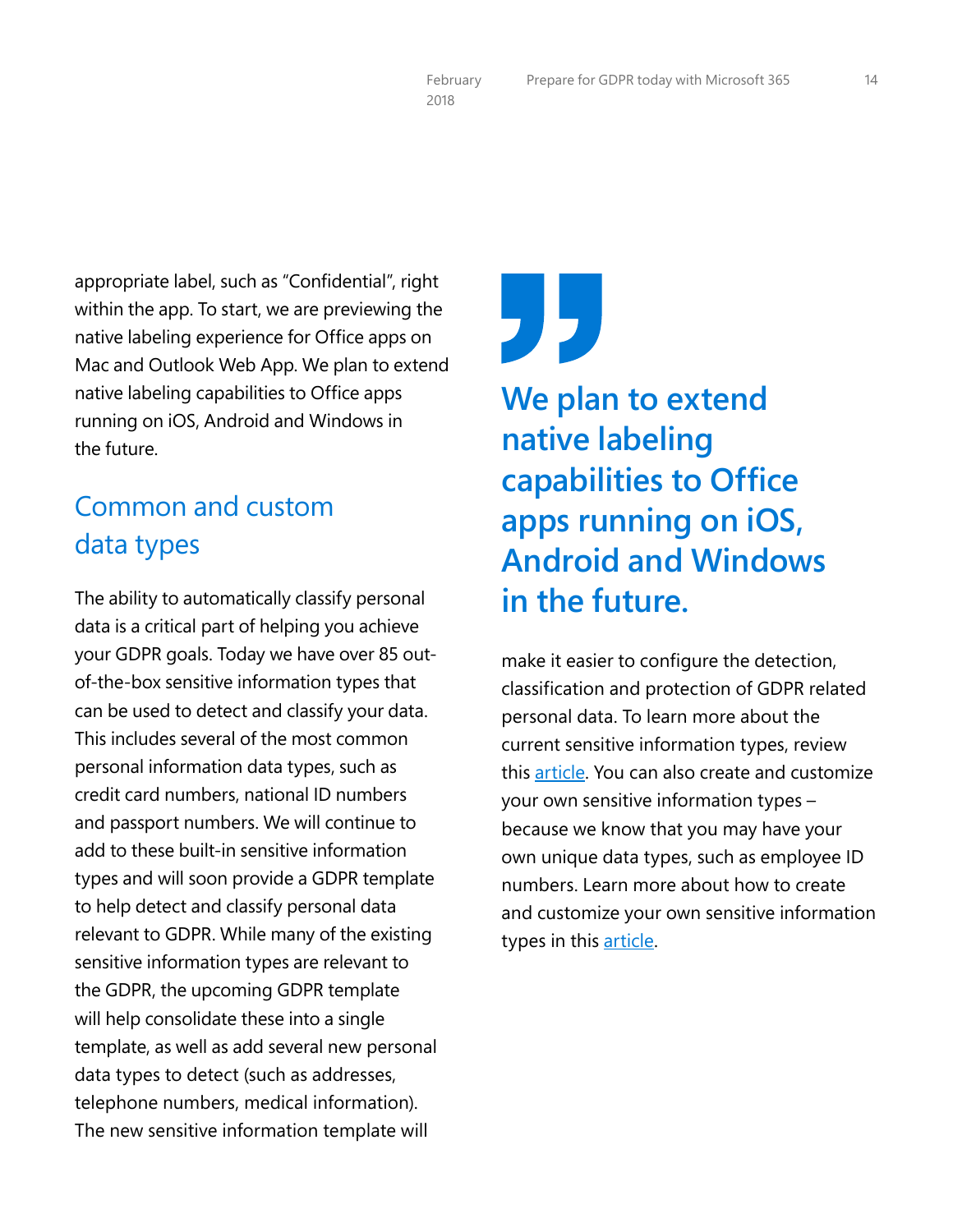appropriate label, such as "Confidential", right within the app. To start, we are previewing the native labeling experience for Office apps on Mac and Outlook Web App. We plan to extend native labeling capabilities to Office apps running on iOS, Android and Windows in the future.

## Common and custom data types

The ability to automatically classify personal data is a critical part of helping you achieve your GDPR goals. Today we have over 85 out-of-the-box sensitive information types that can be used to detect and classify your data. This includes several of the most common personal information data types, such as credit card numbers, national ID numbers and passport numbers. We will continue to add to these built-in sensitive information types and will soon provide a GDPR template to help detect and classify personal data relevant to GDPR. While many of the existing sensitive information types are relevant to the GDPR, the upcoming GDPR template will help consolidate these into a single template, as well as add several new personal data types to detect (such as addresses, telephone numbers, medical information). The new sensitive information template will make it easier to configure the detection, classification and protection of GDPR related personal data. To learn more about the current sensitive information types, review this article. You can also create and customize your own sensitive information types – because we know that you may have your own unique data types, such as employee ID numbers. Learn more about how to create and customize your own sensitive information types in this article.

> **We plan to extend native labeling capabilities to Office apps running on iOS, Android and Windows in the future.**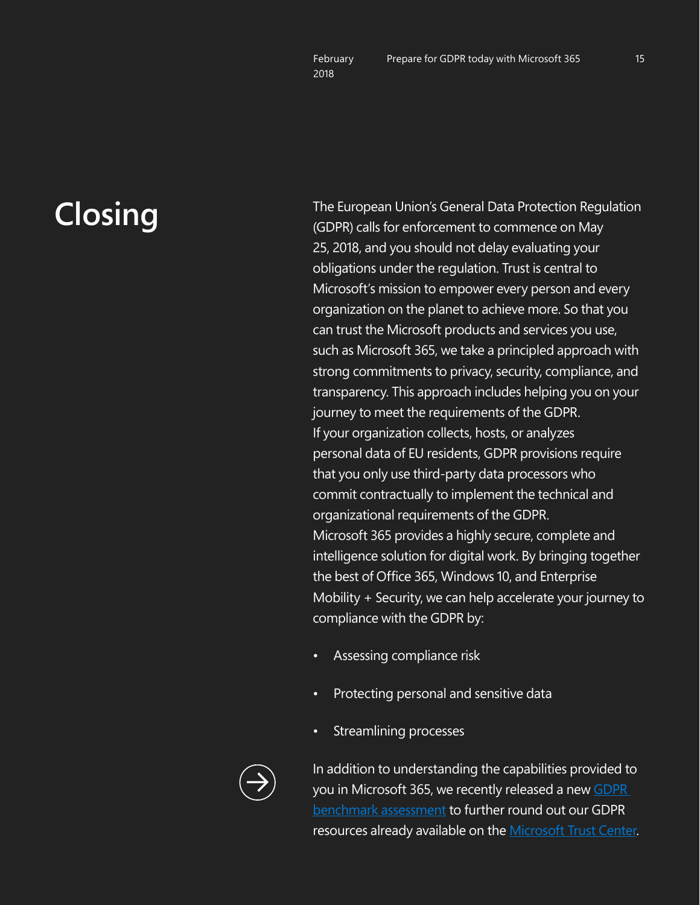# Closing

The European Union's General Data Protection Regulation (GDPR) calls for enforcement to commence on May 25, 2018, and you should not delay evaluating your obligations under the regulation. Trust is central to Microsoft's mission to empower every person and every organization on the planet to achieve more. So that you can trust the Microsoft products and services you use, such as Microsoft 365, we take a principled approach with strong commitments to privacy, security, compliance, and transparency. This approach includes helping you on your journey to meet the requirements of the GDPR.

If your organization collects, hosts, or analyzes personal data of EU residents, GDPR provisions require that you only use third-party data processors who commit contractually to implement the technical and organizational requirements of the GDPR.

Microsoft 365 provides a highly secure, complete and intelligence solution for digital work. By bringing together the best of Office 365, Windows 10, and Enterprise Mobility + Security, we can help accelerate your journey to compliance with the GDPR by:

- Assessing compliance risk
- Protecting personal and sensitive data
- Streamlining processes

In addition to understanding the capabilities provided to you in Microsoft 365, we recently released a new GDPR benchmark assessment to further round out our GDPR resources already available on the Microsoft Trust Center.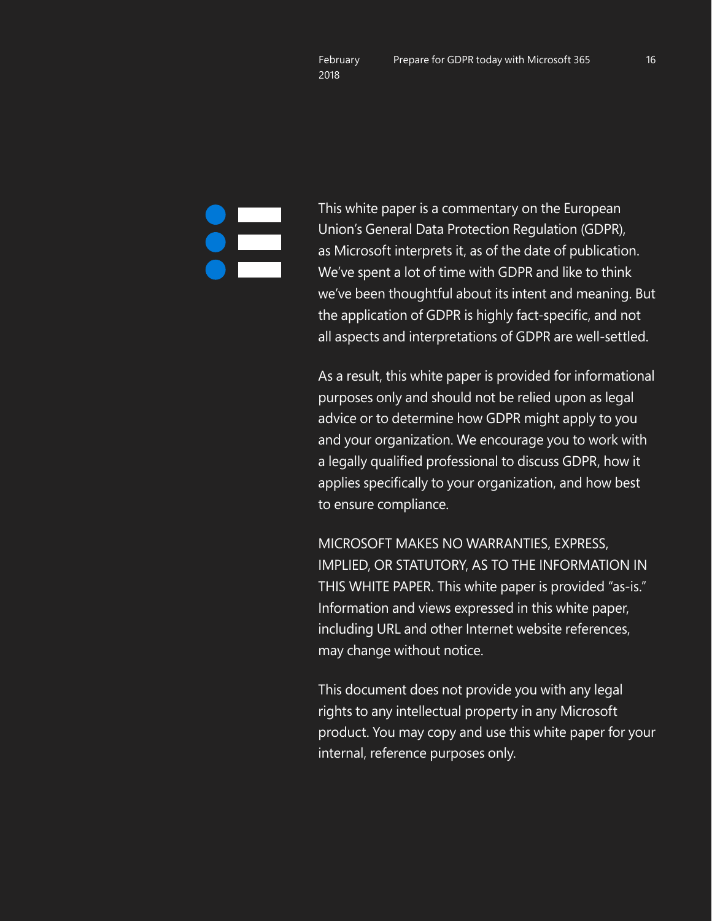This white paper is a commentary on the European Union's General Data Protection Regulation (GDPR), as Microsoft interprets it, as of the date of publication. We've spent a lot of time with GDPR and like to think we've been thoughtful about its intent and meaning. But the application of GDPR is highly fact-specific, and not all aspects and interpretations of GDPR are well-settled.

As a result, this white paper is provided for informational purposes only and should not be relied upon as legal advice or to determine how GDPR might apply to you and your organization. We encourage you to work with a legally qualified professional to discuss GDPR, how it applies specifically to your organization, and how best to ensure compliance.

MICROSOFT MAKES NO WARRANTIES, EXPRESS, IMPLIED, OR STATUTORY, AS TO THE INFORMATION IN THIS WHITE PAPER. This white paper is provided "as-is." Information and views expressed in this white paper, including URL and other Internet website references, may change without notice.

This document does not provide you with any legal rights to any intellectual property in any Microsoft product. You may copy and use this white paper for your internal, reference purposes only.